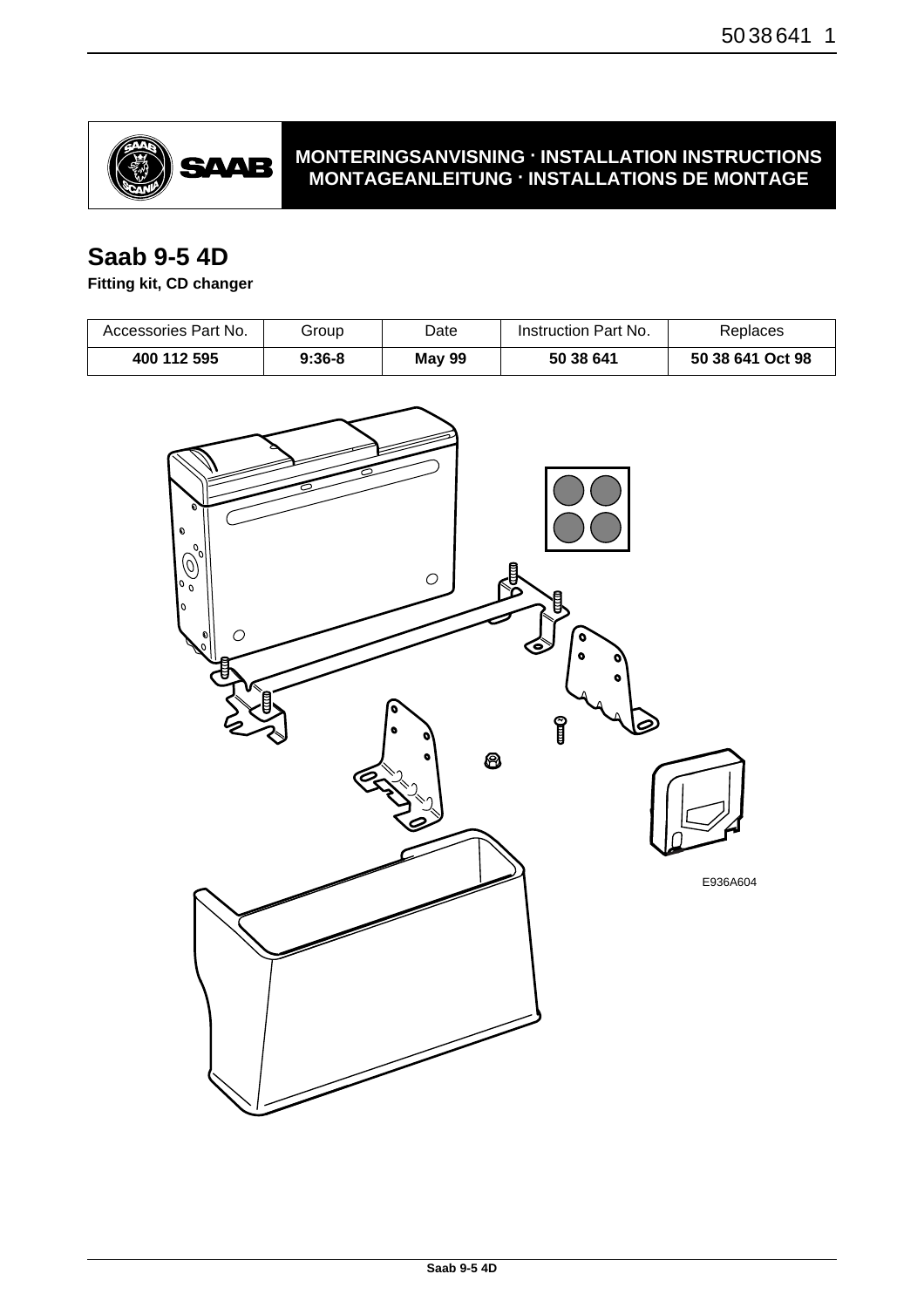MONTERINGSANVISNING · INSTALLATION INSTRUCTIONS
MONTAGEANLEITUNG · INSTALLATIONS DE MONTAGE

# Saab 9-5 4D

**Fitting kit, CD changer**

| Accessories Part No. | Group | Date | Instruction Part No. | Replaces |
|---|---|---|---|---|
| **400 112 595** | **9:36-8** | **May 99** | **50 38 641** | **50 38 641 Oct 98** |

E936A604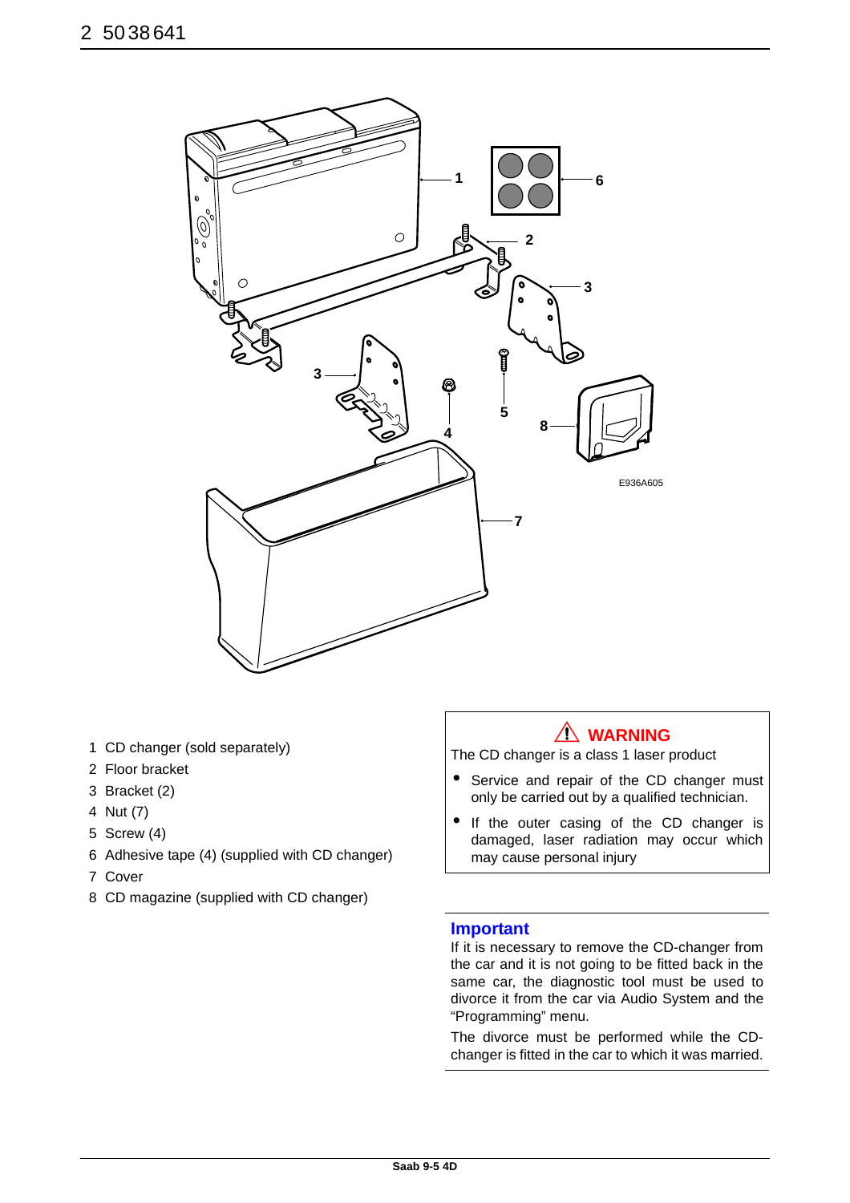E936A605

1 CD changer (sold separately)
2 Floor bracket
3 Bracket (2)
4 Nut (7)
5 Screw (4)
6 Adhesive tape (4) (supplied with CD changer)
7 Cover
8 CD magazine (supplied with CD changer)

**⚠ WARNING**

The CD changer is a class 1 laser product

- Service and repair of the CD changer must only be carried out by a qualified technician.
- If the outer casing of the CD changer is damaged, laser radiation may occur which may cause personal injury

**Important**

If it is necessary to remove the CD-changer from the car and it is not going to be fitted back in the same car, the diagnostic tool must be used to divorce it from the car via Audio System and the “Programming” menu.

The divorce must be performed while the CD-changer is fitted in the car to which it was married.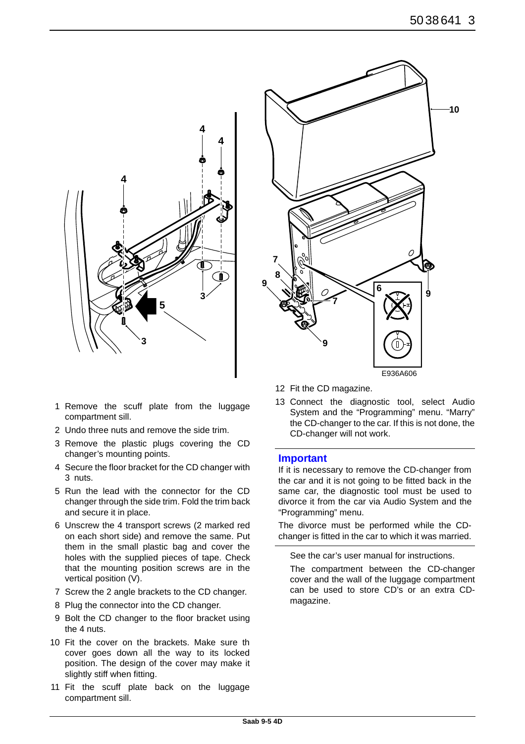4

4

4

3

5

3

10

7

8

9

6

9

7

9

E936A606

1 Remove the scuff plate from the luggage compartment sill.
2 Undo three nuts and remove the side trim.
3 Remove the plastic plugs covering the CD changer's mounting points.
4 Secure the floor bracket for the CD changer with 3 nuts.
5 Run the lead with the connector for the CD changer through the side trim. Fold the trim back and secure it in place.
6 Unscrew the 4 transport screws (2 marked red on each short side) and remove the same. Put them in the small plastic bag and cover the holes with the supplied pieces of tape. Check that the mounting position screws are in the vertical position (V).
7 Screw the 2 angle brackets to the CD changer.
8 Plug the connector into the CD changer.
9 Bolt the CD changer to the floor bracket using the 4 nuts.
10 Fit the cover on the brackets. Make sure th cover goes down all the way to its locked position. The design of the cover may make it slightly stiff when fitting.
11 Fit the scuff plate back on the luggage compartment sill.
12 Fit the CD magazine.
13 Connect the diagnostic tool, select Audio System and the "Programming" menu. "Marry" the CD-changer to the car. If this is not done, the CD-changer will not work.

## Important

If it is necessary to remove the CD-changer from the car and it is not going to be fitted back in the same car, the diagnostic tool must be used to divorce it from the car via Audio System and the "Programming" menu.

The divorce must be performed while the CD-changer is fitted in the car to which it was married.

See the car's user manual for instructions.

The compartment between the CD-changer cover and the wall of the luggage compartment can be used to store CD's or an extra CD-magazine.